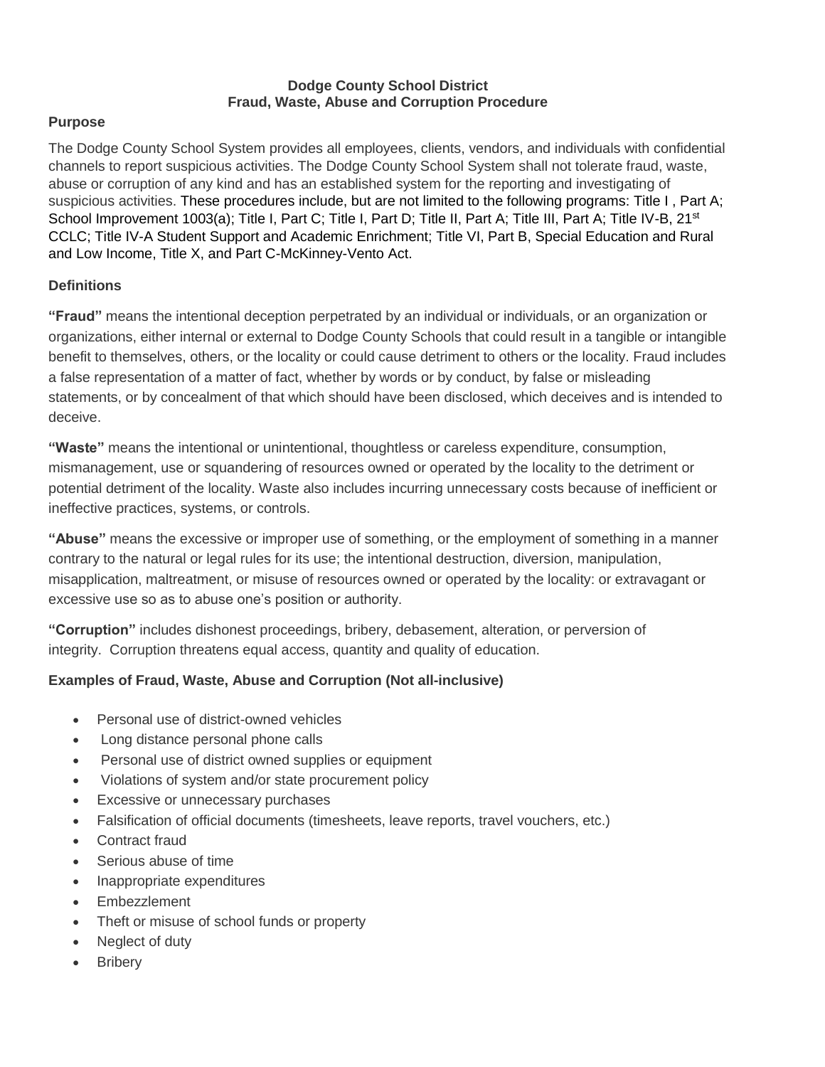# Dodge County School District
## Fraud, Waste, Abuse and Corruption Procedure

### Purpose

The Dodge County School System provides all employees, clients, vendors, and individuals with confidential channels to report suspicious activities. The Dodge County School System shall not tolerate fraud, waste, abuse or corruption of any kind and has an established system for the reporting and investigating of suspicious activities. These procedures include, but are not limited to the following programs: Title I , Part A; School Improvement 1003(a); Title I, Part C; Title I, Part D; Title II, Part A; Title III, Part A; Title IV-B, 21st CCLC; Title IV-A Student Support and Academic Enrichment; Title VI, Part B, Special Education and Rural and Low Income, Title X, and Part C-McKinney-Vento Act.

### Definitions

**"Fraud"** means the intentional deception perpetrated by an individual or individuals, or an organization or organizations, either internal or external to Dodge County Schools that could result in a tangible or intangible benefit to themselves, others, or the locality or could cause detriment to others or the locality. Fraud includes a false representation of a matter of fact, whether by words or by conduct, by false or misleading statements, or by concealment of that which should have been disclosed, which deceives and is intended to deceive.

**"Waste"** means the intentional or unintentional, thoughtless or careless expenditure, consumption, mismanagement, use or squandering of resources owned or operated by the locality to the detriment or potential detriment of the locality. Waste also includes incurring unnecessary costs because of inefficient or ineffective practices, systems, or controls.

**"Abuse"** means the excessive or improper use of something, or the employment of something in a manner contrary to the natural or legal rules for its use; the intentional destruction, diversion, manipulation, misapplication, maltreatment, or misuse of resources owned or operated by the locality: or extravagant or excessive use so as to abuse one's position or authority.

**"Corruption"** includes dishonest proceedings, bribery, debasement, alteration, or perversion of integrity. Corruption threatens equal access, quantity and quality of education.

### Examples of Fraud, Waste, Abuse and Corruption (Not all-inclusive)

- Personal use of district-owned vehicles
- Long distance personal phone calls
- Personal use of district owned supplies or equipment
- Violations of system and/or state procurement policy
- Excessive or unnecessary purchases
- Falsification of official documents (timesheets, leave reports, travel vouchers, etc.)
- Contract fraud
- Serious abuse of time
- Inappropriate expenditures
- Embezzlement
- Theft or misuse of school funds or property
- Neglect of duty
- Bribery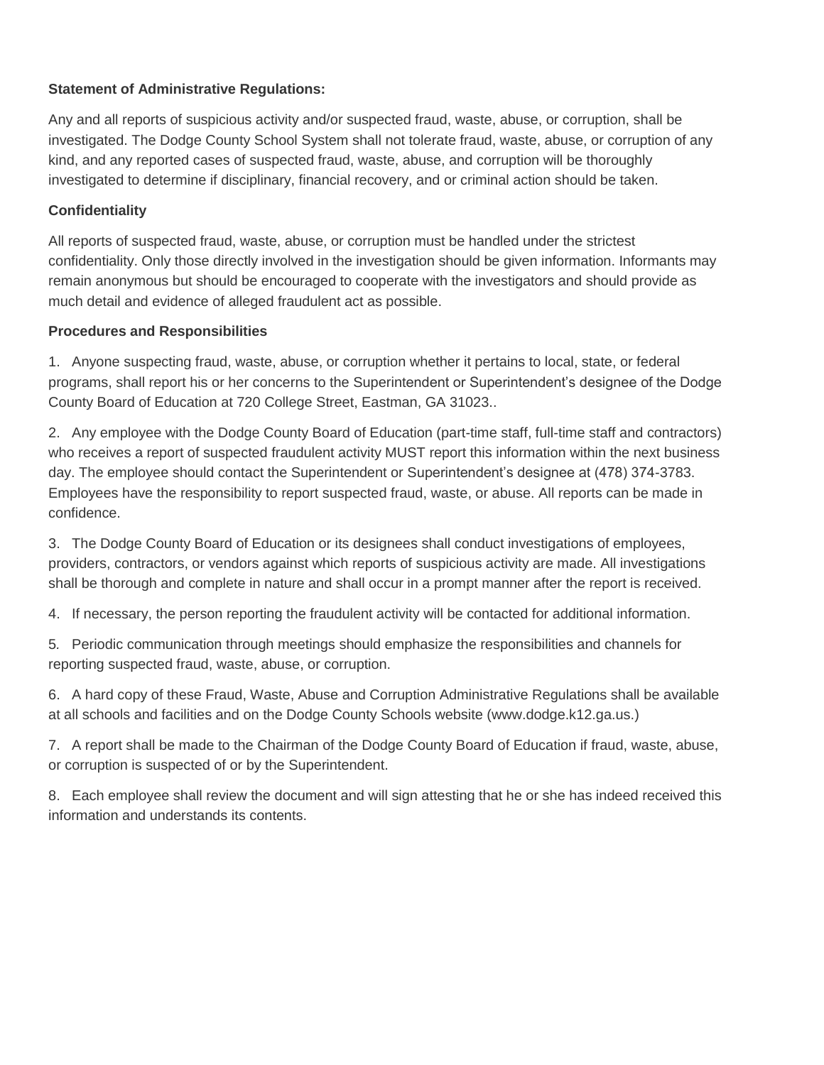**Statement of Administrative Regulations:**

Any and all reports of suspicious activity and/or suspected fraud, waste, abuse, or corruption, shall be investigated. The Dodge County School System shall not tolerate fraud, waste, abuse, or corruption of any kind, and any reported cases of suspected fraud, waste, abuse, and corruption will be thoroughly investigated to determine if disciplinary, financial recovery, and or criminal action should be taken.

**Confidentiality**

All reports of suspected fraud, waste, abuse, or corruption must be handled under the strictest confidentiality. Only those directly involved in the investigation should be given information. Informants may remain anonymous but should be encouraged to cooperate with the investigators and should provide as much detail and evidence of alleged fraudulent act as possible.

**Procedures and Responsibilities**

1. Anyone suspecting fraud, waste, abuse, or corruption whether it pertains to local, state, or federal programs, shall report his or her concerns to the Superintendent or Superintendent's designee of the Dodge County Board of Education at 720 College Street, Eastman, GA 31023..

2. Any employee with the Dodge County Board of Education (part-time staff, full-time staff and contractors) who receives a report of suspected fraudulent activity MUST report this information within the next business day. The employee should contact the Superintendent or Superintendent's designee at (478) 374-3783. Employees have the responsibility to report suspected fraud, waste, or abuse. All reports can be made in confidence.

3. The Dodge County Board of Education or its designees shall conduct investigations of employees, providers, contractors, or vendors against which reports of suspicious activity are made. All investigations shall be thorough and complete in nature and shall occur in a prompt manner after the report is received.

4. If necessary, the person reporting the fraudulent activity will be contacted for additional information.

5. Periodic communication through meetings should emphasize the responsibilities and channels for reporting suspected fraud, waste, abuse, or corruption.

6. A hard copy of these Fraud, Waste, Abuse and Corruption Administrative Regulations shall be available at all schools and facilities and on the Dodge County Schools website (www.dodge.k12.ga.us.)

7. A report shall be made to the Chairman of the Dodge County Board of Education if fraud, waste, abuse, or corruption is suspected of or by the Superintendent.

8. Each employee shall review the document and will sign attesting that he or she has indeed received this information and understands its contents.